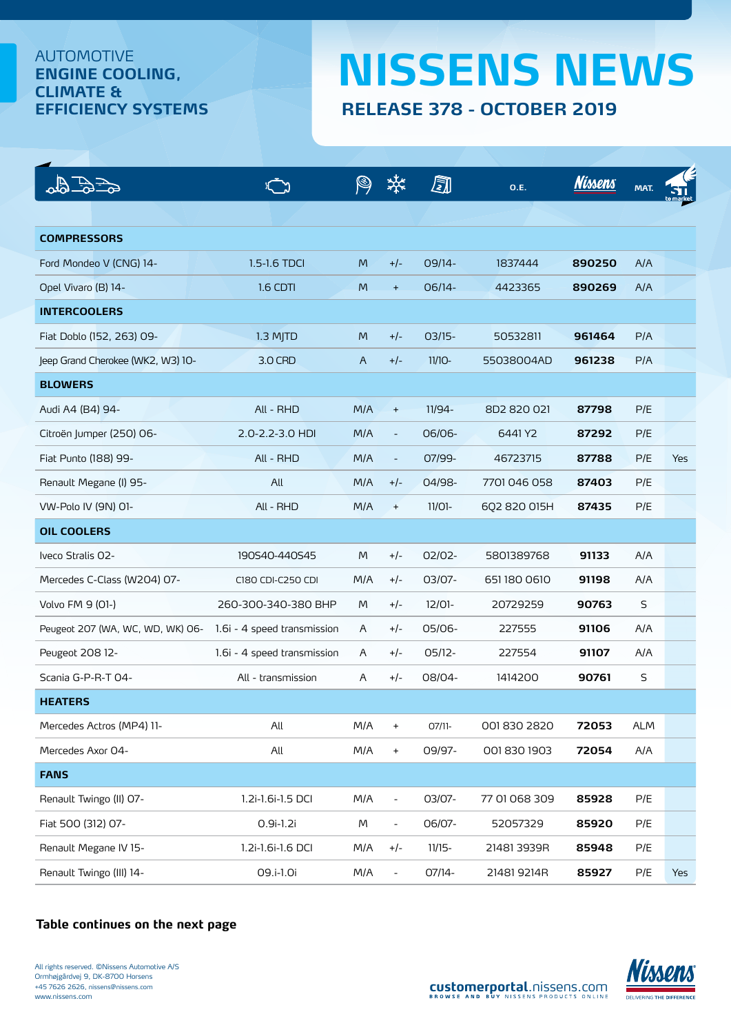AUTOMOTIVE
**ENGINE COOLING, CLIMATE & EFFICIENCY SYSTEMS**

# NISSENS NEWS

## RELEASE 378 - OCTOBER 2019

| | | | | | O.E. | Nissens | MAT. | ST to market |
|---|---|---|---|---|---|---|---|---|
| **COMPRESSORS** | | | | | | | | |
| Ford Mondeo V (CNG) 14- | 1.5-1.6 TDCI | M | +/- | 09/14- | 1837444 | **890250** | A/A | |
| Opel Vivaro (B) 14- | 1.6 CDTI | M | + | 06/14- | 4423365 | **890269** | A/A | |
| **INTERCOOLERS** | | | | | | | | |
| Fiat Doblo (152, 263) 09- | 1.3 MJTD | M | +/- | 03/15- | 50532811 | **961464** | P/A | |
| Jeep Grand Cherokee (WK2, W3) 10- | 3.0 CRD | A | +/- | 11/10- | 55038004AD | **961238** | P/A | |
| **BLOWERS** | | | | | | | | |
| Audi A4 (B4) 94- | All - RHD | M/A | + | 11/94- | 8D2 820 021 | **87798** | P/E | |
| Citroën Jumper (250) 06- | 2.0-2.2-3.0 HDI | M/A | - | 06/06- | 6441 Y2 | **87292** | P/E | |
| Fiat Punto (188) 99- | All - RHD | M/A | - | 07/99- | 46723715 | **87788** | P/E | Yes |
| Renault Megane (I) 95- | All | M/A | +/- | 04/98- | 7701 046 058 | **87403** | P/E | |
| VW-Polo IV (9N) 01- | All - RHD | M/A | + | 11/01- | 6Q2 820 015H | **87435** | P/E | |
| **OIL COOLERS** | | | | | | | | |
| Iveco Stralis 02- | 190S40-440S45 | M | +/- | 02/02- | 5801389768 | **91133** | A/A | |
| Mercedes C-Class (W204) 07- | C180 CDI-C250 CDI | M/A | +/- | 03/07- | 651 180 0610 | **91198** | A/A | |
| Volvo FM 9 (01-) | 260-300-340-380 BHP | M | +/- | 12/01- | 20729259 | **90763** | S | |
| Peugeot 207 (WA, WC, WD, WK) 06- | 1.6i - 4 speed transmission | A | +/- | 05/06- | 227555 | **91106** | A/A | |
| Peugeot 208 12- | 1.6i - 4 speed transmission | A | +/- | 05/12- | 227554 | **91107** | A/A | |
| Scania G-P-R-T 04- | All - transmission | A | +/- | 08/04- | 1414200 | **90761** | S | |
| **HEATERS** | | | | | | | | |
| Mercedes Actros (MP4) 11- | All | M/A | + | 07/11- | 001 830 2820 | **72053** | ALM | |
| Mercedes Axor 04- | All | M/A | + | 09/97- | 001 830 1903 | **72054** | A/A | |
| **FANS** | | | | | | | | |
| Renault Twingo (II) 07- | 1.2i-1.6i-1.5 DCI | M/A | - | 03/07- | 77 01 068 309 | **85928** | P/E | |
| Fiat 500 (312) 07- | 0.9i-1.2i | M | - | 06/07- | 52057329 | **85920** | P/E | |
| Renault Megane IV 15- | 1.2i-1.6i-1.6 DCI | M/A | +/- | 11/15- | 21481 3939R | **85948** | P/E | |
| Renault Twingo (III) 14- | 09.i-1.0i | M/A | - | 07/14- | 21481 9214R | **85927** | P/E | Yes |

**Table continues on the next page**

All rights reserved. ©Nissens Automotive A/S
Ormhøjgårdvej 9, DK-8700 Horsens
+45 7626 2626, nissens@nissens.com
www.nissens.com

customerportal.nissens.com
BROWSE AND BUY NISSENS PRODUCTS ONLINE

Nissens
DELIVERING THE DIFFERENCE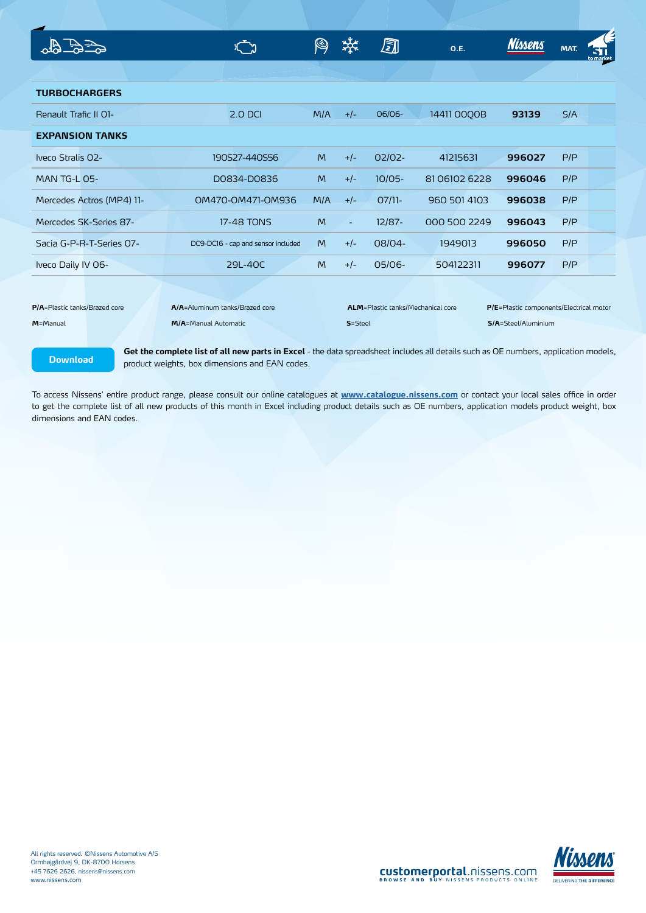| | | | | | O.E. | Nissens | MAT. |
|---|---|---|---|---|---|---|---|
| **TURBOCHARGERS** | | | | | | | |
| Renault Trafic II 01- | 2.0 DCI | M/A | +/- | 06/06- | 14411 00Q0B | **93139** | S/A |
| **EXPANSION TANKS** | | | | | | | |
| Iveco Stralis 02- | 190S27-440S56 | M | +/- | 02/02- | 41215631 | **996027** | P/P |
| MAN TG-L 05- | D0834-D0836 | M | +/- | 10/05- | 81 06102 6228 | **996046** | P/P |
| Mercedes Actros (MP4) 11- | OM470-OM471-OM936 | M/A | +/- | 07/11- | 960 501 4103 | **996038** | P/P |
| Mercedes SK-Series 87- | 17-48 TONS | M | - | 12/87- | 000 500 2249 | **996043** | P/P |
| Sacia G-P-R-T-Series 07- | DC9-DC16 - cap and sensor included | M | +/- | 08/04- | 1949013 | **996050** | P/P |
| Iveco Daily IV 06- | 29L-40C | M | +/- | 05/06- | 504122311 | **996077** | P/P |

**P/A**=Plastic tanks/Brazed core
**A/A**=Aluminum tanks/Brazed core
**ALM**=Plastic tanks/Mechanical core
**P/E**=Plastic components/Electrical motor
**M**=Manual
**M/A**=Manual Automatic
**S**=Steel
**S/A**=Steel/Aluminium

Download

**Get the complete list of all new parts in Excel** - the data spreadsheet includes all details such as OE numbers, application models, product weights, box dimensions and EAN codes.

To access Nissens' entire product range, please consult our online catalogues at **www.catalogue.nissens.com** or contact your local sales office in order to get the complete list of all new products of this month in Excel including product details such as OE numbers, application models product weight, box dimensions and EAN codes.

All rights reserved. ©Nissens Automotive A/S
Ormhøjgårdvej 9, DK-8700 Horsens
+45 7626 2626, nissens@nissens.com
www.nissens.com

**customerportal**.nissens.com
BROWSE AND BUY NISSENS PRODUCTS ONLINE

Nissens
DELIVERING THE DIFFERENCE